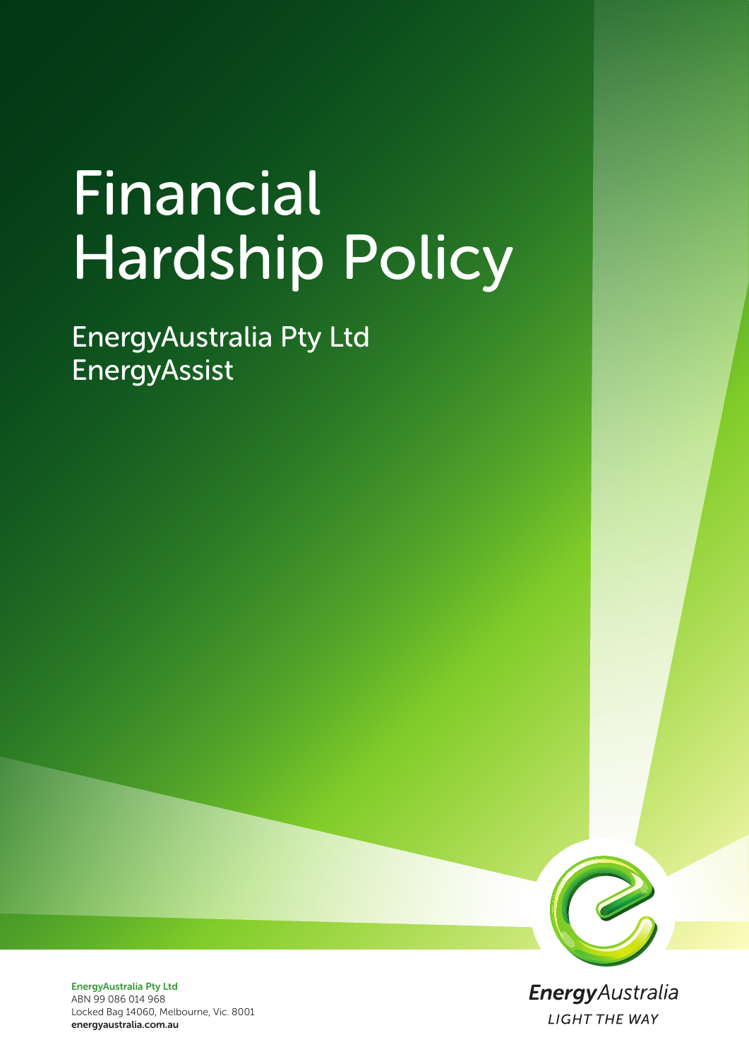# Financial Hardship Policy

## EnergyAustralia Pty Ltd
## EnergyAssist

**EnergyAustralia Pty Ltd**
ABN 99 086 014 968
Locked Bag 14060, Melbourne, Vic. 8001
**energyaustralia.com.au**

*Energy*Australia
*LIGHT THE WAY*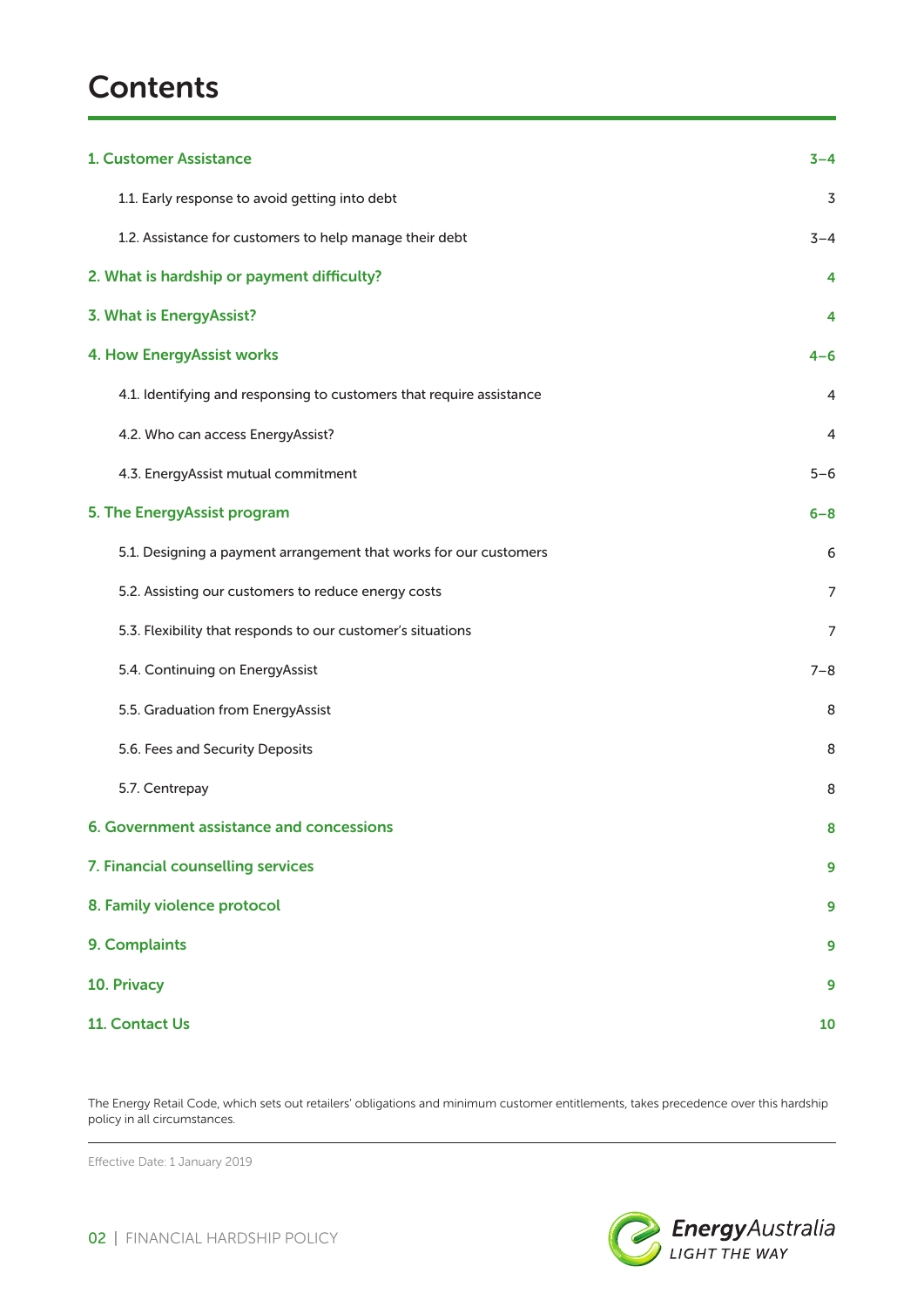# Contents

| | |
|---|---|
| **1. Customer Assistance** | **3–4** |
| 1.1. Early response to avoid getting into debt | 3 |
| 1.2. Assistance for customers to help manage their debt | 3–4 |
| **2. What is hardship or payment difficulty?** | **4** |
| **3. What is EnergyAssist?** | **4** |
| **4. How EnergyAssist works** | **4–6** |
| 4.1. Identifying and responsing to customers that require assistance | 4 |
| 4.2. Who can access EnergyAssist? | 4 |
| 4.3. EnergyAssist mutual commitment | 5–6 |
| **5. The EnergyAssist program** | **6–8** |
| 5.1. Designing a payment arrangement that works for our customers | 6 |
| 5.2. Assisting our customers to reduce energy costs | 7 |
| 5.3. Flexibility that responds to our customer's situations | 7 |
| 5.4. Continuing on EnergyAssist | 7–8 |
| 5.5. Graduation from EnergyAssist | 8 |
| 5.6. Fees and Security Deposits | 8 |
| 5.7. Centrepay | 8 |
| **6. Government assistance and concessions** | **8** |
| **7. Financial counselling services** | **9** |
| **8. Family violence protocol** | **9** |
| **9. Complaints** | **9** |
| **10. Privacy** | **9** |
| **11. Contact Us** | **10** |

The Energy Retail Code, which sets out retailers' obligations and minimum customer entitlements, takes precedence over this hardship policy in all circumstances.

Effective Date: 1 January 2019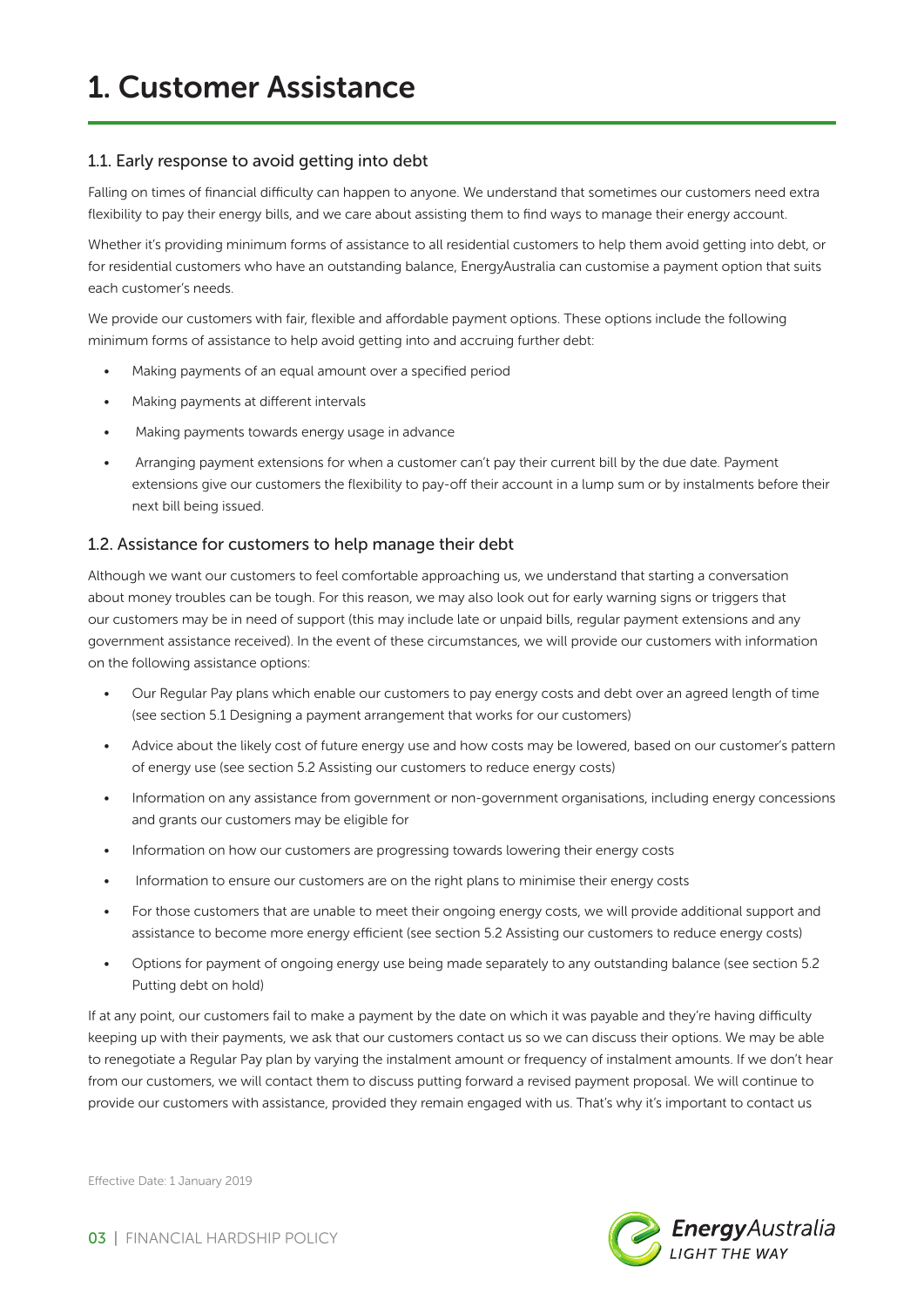# 1. Customer Assistance

## 1.1. Early response to avoid getting into debt

Falling on times of financial difficulty can happen to anyone. We understand that sometimes our customers need extra flexibility to pay their energy bills, and we care about assisting them to find ways to manage their energy account.

Whether it's providing minimum forms of assistance to all residential customers to help them avoid getting into debt, or for residential customers who have an outstanding balance, EnergyAustralia can customise a payment option that suits each customer's needs.

We provide our customers with fair, flexible and affordable payment options. These options include the following minimum forms of assistance to help avoid getting into and accruing further debt:

- Making payments of an equal amount over a specified period
- Making payments at different intervals
- Making payments towards energy usage in advance
- Arranging payment extensions for when a customer can't pay their current bill by the due date. Payment extensions give our customers the flexibility to pay-off their account in a lump sum or by instalments before their next bill being issued.

## 1.2. Assistance for customers to help manage their debt

Although we want our customers to feel comfortable approaching us, we understand that starting a conversation about money troubles can be tough. For this reason, we may also look out for early warning signs or triggers that our customers may be in need of support (this may include late or unpaid bills, regular payment extensions and any government assistance received). In the event of these circumstances, we will provide our customers with information on the following assistance options:

- Our Regular Pay plans which enable our customers to pay energy costs and debt over an agreed length of time (see section 5.1 Designing a payment arrangement that works for our customers)
- Advice about the likely cost of future energy use and how costs may be lowered, based on our customer's pattern of energy use (see section 5.2 Assisting our customers to reduce energy costs)
- Information on any assistance from government or non-government organisations, including energy concessions and grants our customers may be eligible for
- Information on how our customers are progressing towards lowering their energy costs
- Information to ensure our customers are on the right plans to minimise their energy costs
- For those customers that are unable to meet their ongoing energy costs, we will provide additional support and assistance to become more energy efficient (see section 5.2 Assisting our customers to reduce energy costs)
- Options for payment of ongoing energy use being made separately to any outstanding balance (see section 5.2 Putting debt on hold)

If at any point, our customers fail to make a payment by the date on which it was payable and they're having difficulty keeping up with their payments, we ask that our customers contact us so we can discuss their options. We may be able to renegotiate a Regular Pay plan by varying the instalment amount or frequency of instalment amounts. If we don't hear from our customers, we will contact them to discuss putting forward a revised payment proposal. We will continue to provide our customers with assistance, provided they remain engaged with us. That's why it's important to contact us

Effective Date: 1 January 2019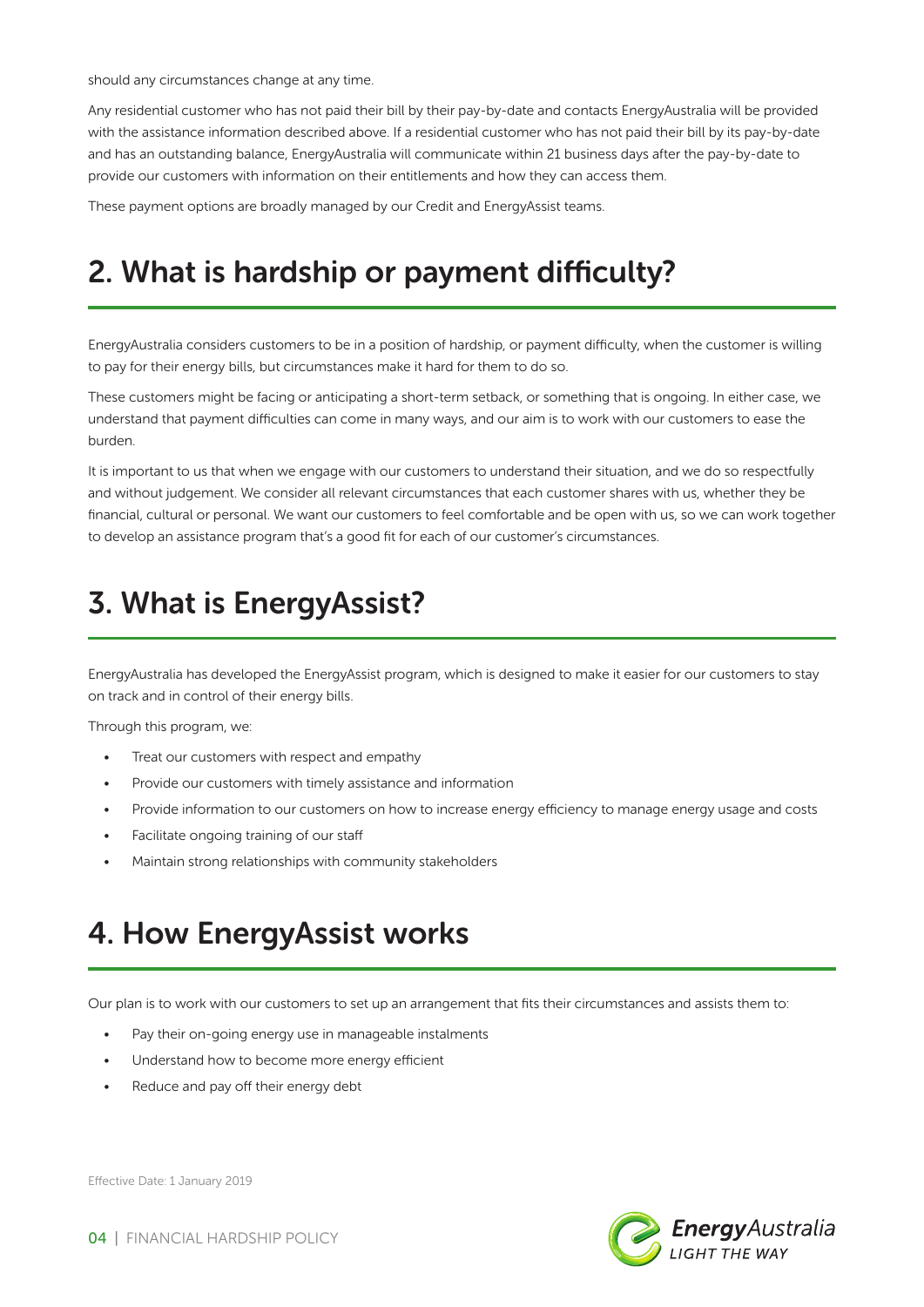should any circumstances change at any time.

Any residential customer who has not paid their bill by their pay-by-date and contacts EnergyAustralia will be provided with the assistance information described above. If a residential customer who has not paid their bill by its pay-by-date and has an outstanding balance, EnergyAustralia will communicate within 21 business days after the pay-by-date to provide our customers with information on their entitlements and how they can access them.

These payment options are broadly managed by our Credit and EnergyAssist teams.

## 2. What is hardship or payment difficulty?

EnergyAustralia considers customers to be in a position of hardship, or payment difficulty, when the customer is willing to pay for their energy bills, but circumstances make it hard for them to do so.

These customers might be facing or anticipating a short-term setback, or something that is ongoing. In either case, we understand that payment difficulties can come in many ways, and our aim is to work with our customers to ease the burden.

It is important to us that when we engage with our customers to understand their situation, and we do so respectfully and without judgement. We consider all relevant circumstances that each customer shares with us, whether they be financial, cultural or personal. We want our customers to feel comfortable and be open with us, so we can work together to develop an assistance program that's a good fit for each of our customer's circumstances.

## 3. What is EnergyAssist?

EnergyAustralia has developed the EnergyAssist program, which is designed to make it easier for our customers to stay on track and in control of their energy bills.

Through this program, we:

- Treat our customers with respect and empathy
- Provide our customers with timely assistance and information
- Provide information to our customers on how to increase energy efficiency to manage energy usage and costs
- Facilitate ongoing training of our staff
- Maintain strong relationships with community stakeholders

## 4. How EnergyAssist works

Our plan is to work with our customers to set up an arrangement that fits their circumstances and assists them to:

- Pay their on-going energy use in manageable instalments
- Understand how to become more energy efficient
- Reduce and pay off their energy debt

Effective Date: 1 January 2019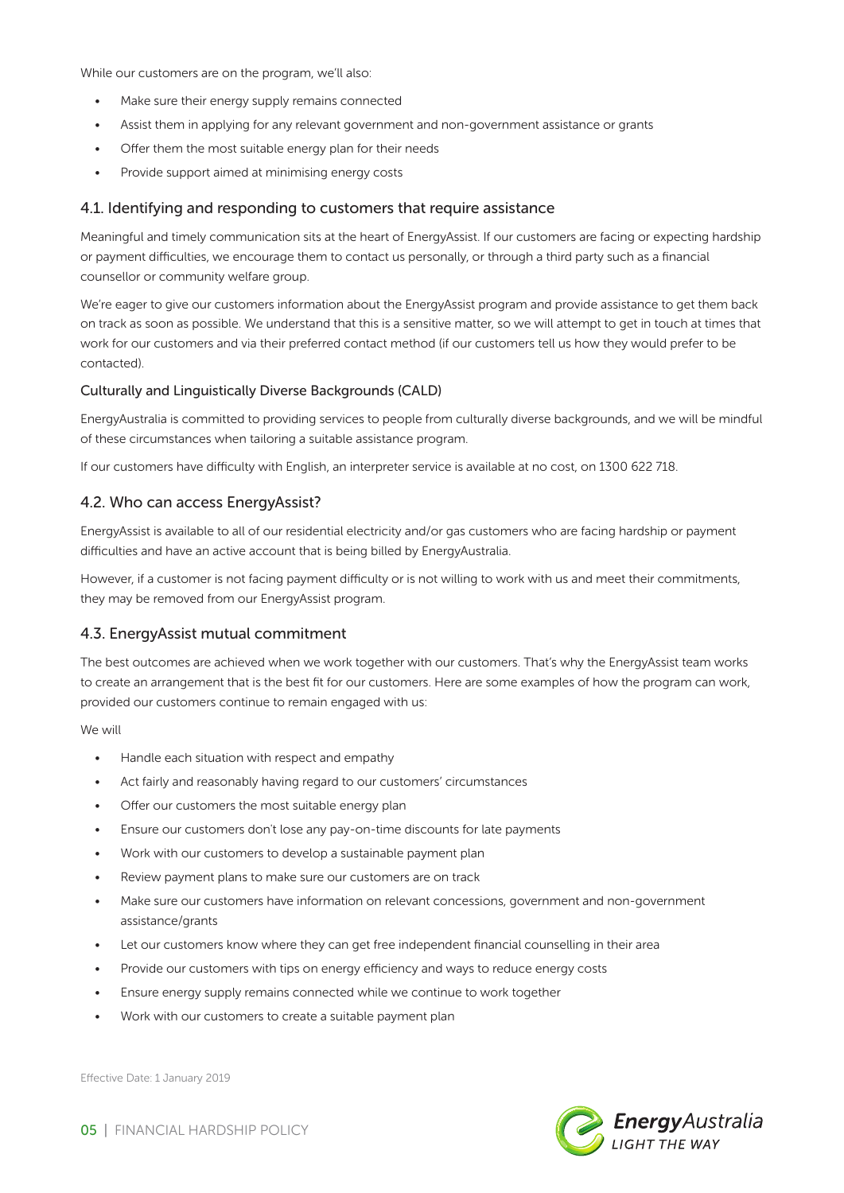While our customers are on the program, we'll also:

- Make sure their energy supply remains connected
- Assist them in applying for any relevant government and non-government assistance or grants
- Offer them the most suitable energy plan for their needs
- Provide support aimed at minimising energy costs

## 4.1. Identifying and responding to customers that require assistance

Meaningful and timely communication sits at the heart of EnergyAssist. If our customers are facing or expecting hardship or payment difficulties, we encourage them to contact us personally, or through a third party such as a financial counsellor or community welfare group.

We're eager to give our customers information about the EnergyAssist program and provide assistance to get them back on track as soon as possible. We understand that this is a sensitive matter, so we will attempt to get in touch at times that work for our customers and via their preferred contact method (if our customers tell us how they would prefer to be contacted).

### Culturally and Linguistically Diverse Backgrounds (CALD)

EnergyAustralia is committed to providing services to people from culturally diverse backgrounds, and we will be mindful of these circumstances when tailoring a suitable assistance program.

If our customers have difficulty with English, an interpreter service is available at no cost, on 1300 622 718.

## 4.2. Who can access EnergyAssist?

EnergyAssist is available to all of our residential electricity and/or gas customers who are facing hardship or payment difficulties and have an active account that is being billed by EnergyAustralia.

However, if a customer is not facing payment difficulty or is not willing to work with us and meet their commitments, they may be removed from our EnergyAssist program.

## 4.3. EnergyAssist mutual commitment

The best outcomes are achieved when we work together with our customers. That's why the EnergyAssist team works to create an arrangement that is the best fit for our customers. Here are some examples of how the program can work, provided our customers continue to remain engaged with us:

We will

- Handle each situation with respect and empathy
- Act fairly and reasonably having regard to our customers' circumstances
- Offer our customers the most suitable energy plan
- Ensure our customers don't lose any pay-on-time discounts for late payments
- Work with our customers to develop a sustainable payment plan
- Review payment plans to make sure our customers are on track
- Make sure our customers have information on relevant concessions, government and non-government assistance/grants
- Let our customers know where they can get free independent financial counselling in their area
- Provide our customers with tips on energy efficiency and ways to reduce energy costs
- Ensure energy supply remains connected while we continue to work together
- Work with our customers to create a suitable payment plan

Effective Date: 1 January 2019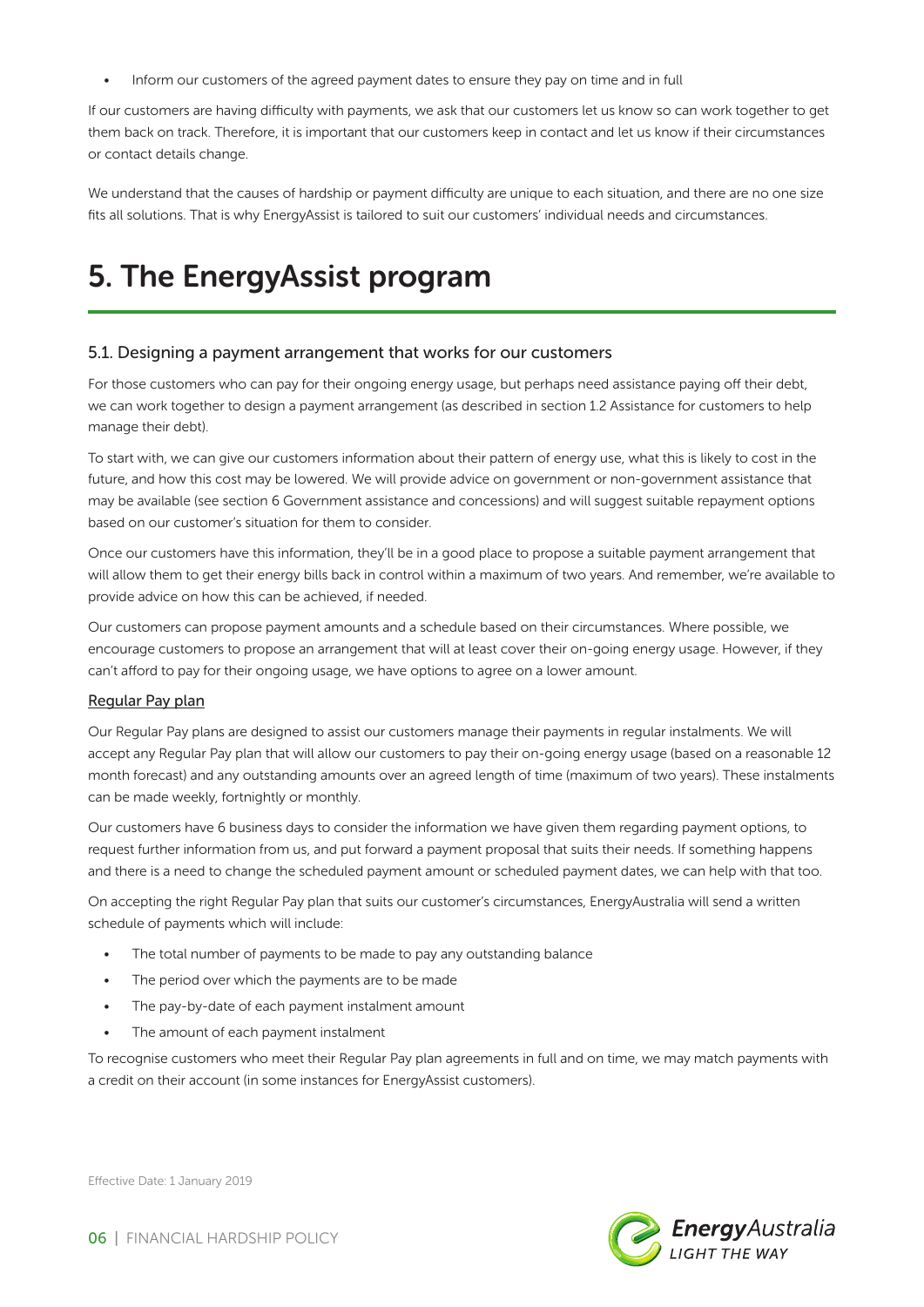- Inform our customers of the agreed payment dates to ensure they pay on time and in full

If our customers are having difficulty with payments, we ask that our customers let us know so can work together to get them back on track. Therefore, it is important that our customers keep in contact and let us know if their circumstances or contact details change.

We understand that the causes of hardship or payment difficulty are unique to each situation, and there are no one size fits all solutions. That is why EnergyAssist is tailored to suit our customers' individual needs and circumstances.

# 5. The EnergyAssist program

## 5.1. Designing a payment arrangement that works for our customers

For those customers who can pay for their ongoing energy usage, but perhaps need assistance paying off their debt, we can work together to design a payment arrangement (as described in section 1.2 Assistance for customers to help manage their debt).

To start with, we can give our customers information about their pattern of energy use, what this is likely to cost in the future, and how this cost may be lowered. We will provide advice on government or non-government assistance that may be available (see section 6 Government assistance and concessions) and will suggest suitable repayment options based on our customer's situation for them to consider.

Once our customers have this information, they'll be in a good place to propose a suitable payment arrangement that will allow them to get their energy bills back in control within a maximum of two years. And remember, we're available to provide advice on how this can be achieved, if needed.

Our customers can propose payment amounts and a schedule based on their circumstances. Where possible, we encourage customers to propose an arrangement that will at least cover their on-going energy usage. However, if they can't afford to pay for their ongoing usage, we have options to agree on a lower amount.

Regular Pay plan

Our Regular Pay plans are designed to assist our customers manage their payments in regular instalments. We will accept any Regular Pay plan that will allow our customers to pay their on-going energy usage (based on a reasonable 12 month forecast) and any outstanding amounts over an agreed length of time (maximum of two years). These instalments can be made weekly, fortnightly or monthly.

Our customers have 6 business days to consider the information we have given them regarding payment options, to request further information from us, and put forward a payment proposal that suits their needs. If something happens and there is a need to change the scheduled payment amount or scheduled payment dates, we can help with that too.

On accepting the right Regular Pay plan that suits our customer's circumstances, EnergyAustralia will send a written schedule of payments which will include:

- The total number of payments to be made to pay any outstanding balance
- The period over which the payments are to be made
- The pay-by-date of each payment instalment amount
- The amount of each payment instalment

To recognise customers who meet their Regular Pay plan agreements in full and on time, we may match payments with a credit on their account (in some instances for EnergyAssist customers).

Effective Date: 1 January 2019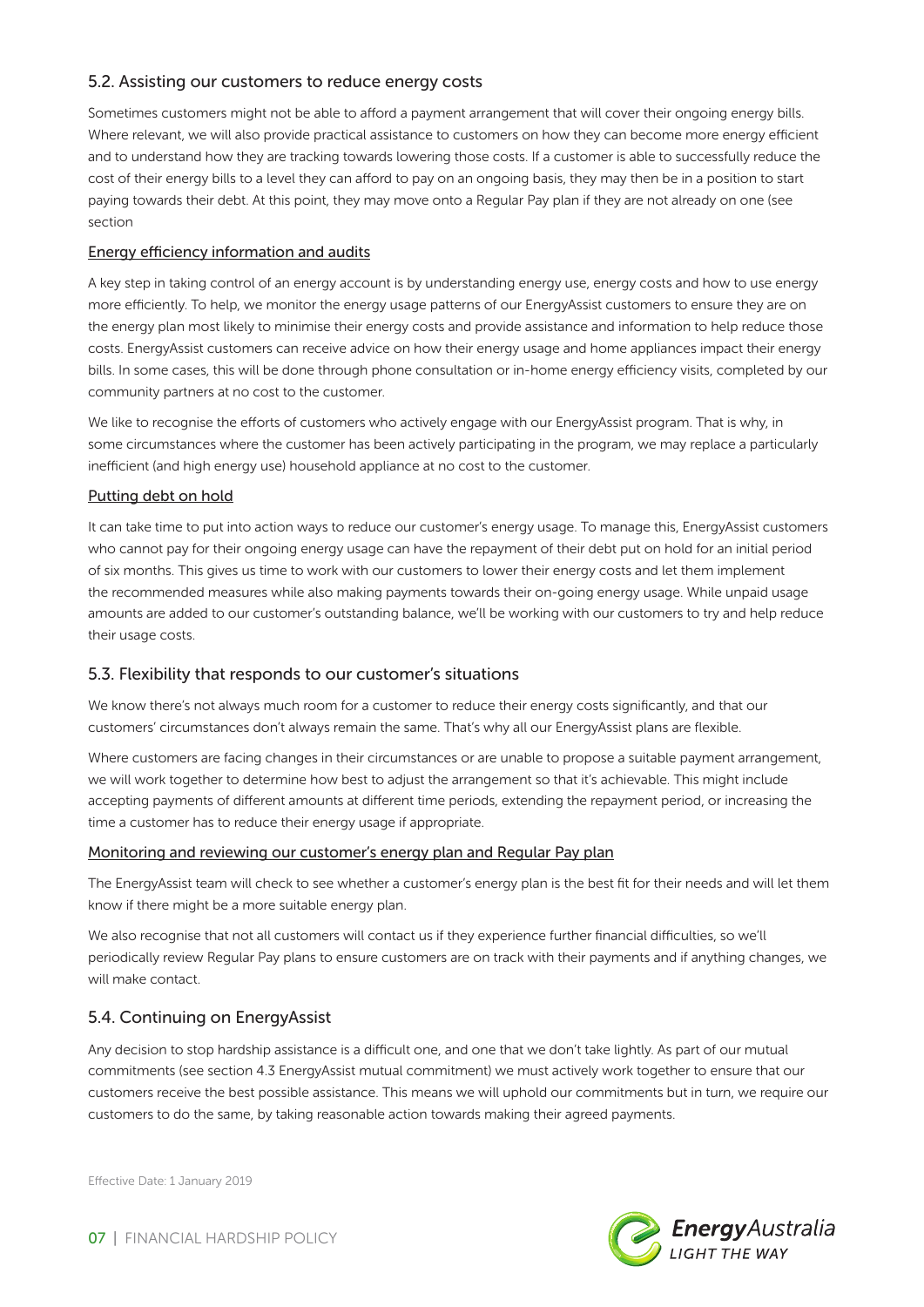## 5.2. Assisting our customers to reduce energy costs

Sometimes customers might not be able to afford a payment arrangement that will cover their ongoing energy bills. Where relevant, we will also provide practical assistance to customers on how they can become more energy efficient and to understand how they are tracking towards lowering those costs. If a customer is able to successfully reduce the cost of their energy bills to a level they can afford to pay on an ongoing basis, they may then be in a position to start paying towards their debt. At this point, they may move onto a Regular Pay plan if they are not already on one (see section

### Energy efficiency information and audits

A key step in taking control of an energy account is by understanding energy use, energy costs and how to use energy more efficiently. To help, we monitor the energy usage patterns of our EnergyAssist customers to ensure they are on the energy plan most likely to minimise their energy costs and provide assistance and information to help reduce those costs. EnergyAssist customers can receive advice on how their energy usage and home appliances impact their energy bills. In some cases, this will be done through phone consultation or in-home energy efficiency visits, completed by our community partners at no cost to the customer.

We like to recognise the efforts of customers who actively engage with our EnergyAssist program. That is why, in some circumstances where the customer has been actively participating in the program, we may replace a particularly inefficient (and high energy use) household appliance at no cost to the customer.

### Putting debt on hold

It can take time to put into action ways to reduce our customer's energy usage. To manage this, EnergyAssist customers who cannot pay for their ongoing energy usage can have the repayment of their debt put on hold for an initial period of six months. This gives us time to work with our customers to lower their energy costs and let them implement the recommended measures while also making payments towards their on-going energy usage. While unpaid usage amounts are added to our customer's outstanding balance, we'll be working with our customers to try and help reduce their usage costs.

## 5.3. Flexibility that responds to our customer's situations

We know there's not always much room for a customer to reduce their energy costs significantly, and that our customers' circumstances don't always remain the same. That's why all our EnergyAssist plans are flexible.

Where customers are facing changes in their circumstances or are unable to propose a suitable payment arrangement, we will work together to determine how best to adjust the arrangement so that it's achievable. This might include accepting payments of different amounts at different time periods, extending the repayment period, or increasing the time a customer has to reduce their energy usage if appropriate.

### Monitoring and reviewing our customer's energy plan and Regular Pay plan

The EnergyAssist team will check to see whether a customer's energy plan is the best fit for their needs and will let them know if there might be a more suitable energy plan.

We also recognise that not all customers will contact us if they experience further financial difficulties, so we'll periodically review Regular Pay plans to ensure customers are on track with their payments and if anything changes, we will make contact.

## 5.4. Continuing on EnergyAssist

Any decision to stop hardship assistance is a difficult one, and one that we don't take lightly. As part of our mutual commitments (see section 4.3 EnergyAssist mutual commitment) we must actively work together to ensure that our customers receive the best possible assistance. This means we will uphold our commitments but in turn, we require our customers to do the same, by taking reasonable action towards making their agreed payments.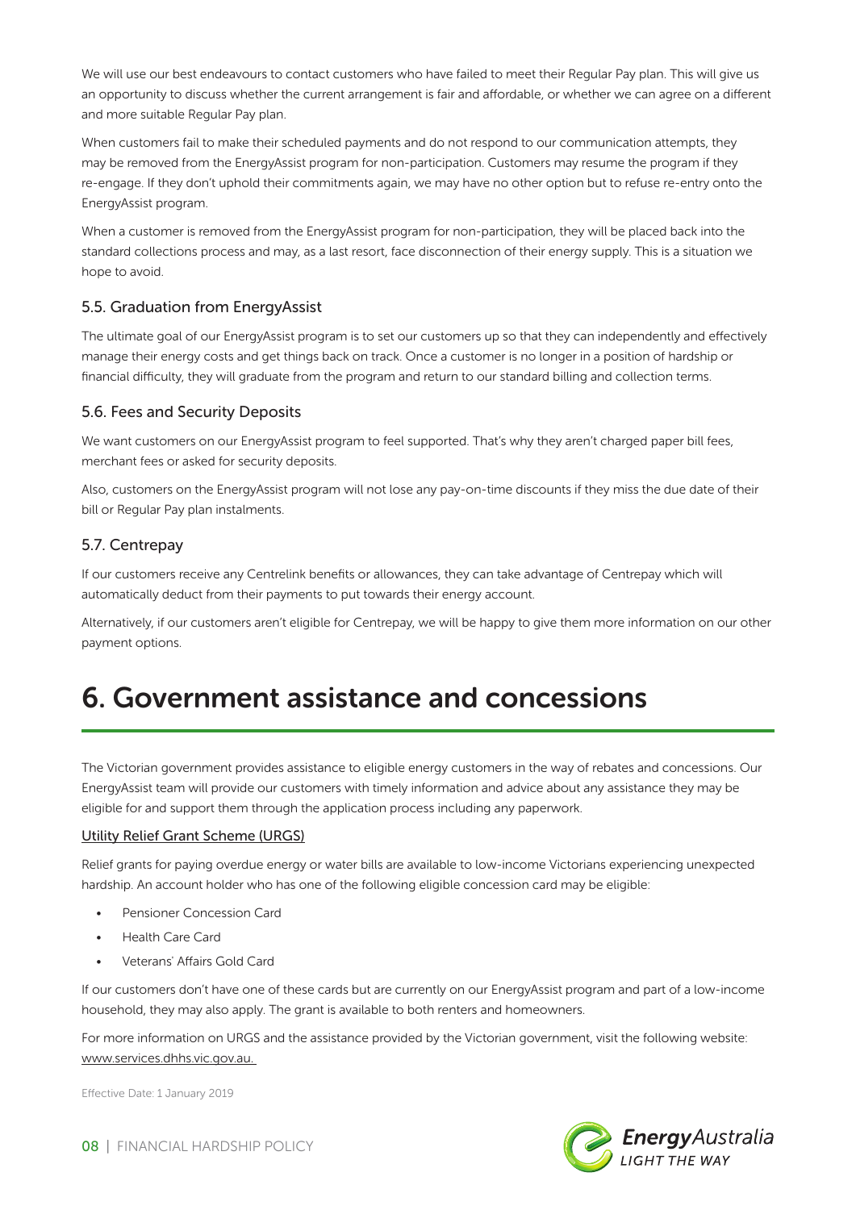We will use our best endeavours to contact customers who have failed to meet their Regular Pay plan. This will give us an opportunity to discuss whether the current arrangement is fair and affordable, or whether we can agree on a different and more suitable Regular Pay plan.

When customers fail to make their scheduled payments and do not respond to our communication attempts, they may be removed from the EnergyAssist program for non-participation. Customers may resume the program if they re-engage. If they don't uphold their commitments again, we may have no other option but to refuse re-entry onto the EnergyAssist program.

When a customer is removed from the EnergyAssist program for non-participation, they will be placed back into the standard collections process and may, as a last resort, face disconnection of their energy supply. This is a situation we hope to avoid.

### 5.5. Graduation from EnergyAssist

The ultimate goal of our EnergyAssist program is to set our customers up so that they can independently and effectively manage their energy costs and get things back on track. Once a customer is no longer in a position of hardship or financial difficulty, they will graduate from the program and return to our standard billing and collection terms.

### 5.6. Fees and Security Deposits

We want customers on our EnergyAssist program to feel supported. That's why they aren't charged paper bill fees, merchant fees or asked for security deposits.

Also, customers on the EnergyAssist program will not lose any pay-on-time discounts if they miss the due date of their bill or Regular Pay plan instalments.

### 5.7. Centrepay

If our customers receive any Centrelink benefits or allowances, they can take advantage of Centrepay which will automatically deduct from their payments to put towards their energy account.

Alternatively, if our customers aren't eligible for Centrepay, we will be happy to give them more information on our other payment options.

# 6. Government assistance and concessions

The Victorian government provides assistance to eligible energy customers in the way of rebates and concessions. Our EnergyAssist team will provide our customers with timely information and advice about any assistance they may be eligible for and support them through the application process including any paperwork.

Utility Relief Grant Scheme (URGS)

Relief grants for paying overdue energy or water bills are available to low-income Victorians experiencing unexpected hardship. An account holder who has one of the following eligible concession card may be eligible:

- Pensioner Concession Card
- Health Care Card
- Veterans' Affairs Gold Card

If our customers don't have one of these cards but are currently on our EnergyAssist program and part of a low-income household, they may also apply. The grant is available to both renters and homeowners.

For more information on URGS and the assistance provided by the Victorian government, visit the following website: www.services.dhhs.vic.gov.au.

Effective Date: 1 January 2019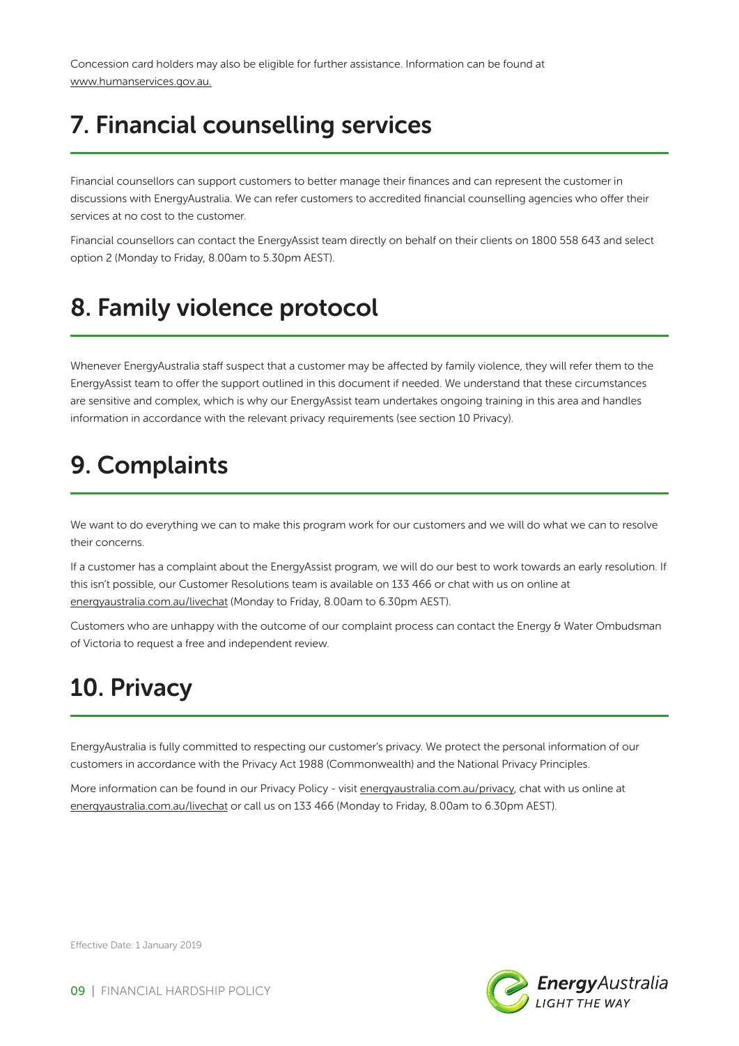Concession card holders may also be eligible for further assistance. Information can be found at www.humanservices.gov.au.

## 7. Financial counselling services

Financial counsellors can support customers to better manage their finances and can represent the customer in discussions with EnergyAustralia. We can refer customers to accredited financial counselling agencies who offer their services at no cost to the customer.

Financial counsellors can contact the EnergyAssist team directly on behalf on their clients on 1800 558 643 and select option 2 (Monday to Friday, 8.00am to 5.30pm AEST).

## 8. Family violence protocol

Whenever EnergyAustralia staff suspect that a customer may be affected by family violence, they will refer them to the EnergyAssist team to offer the support outlined in this document if needed. We understand that these circumstances are sensitive and complex, which is why our EnergyAssist team undertakes ongoing training in this area and handles information in accordance with the relevant privacy requirements (see section 10 Privacy).

## 9. Complaints

We want to do everything we can to make this program work for our customers and we will do what we can to resolve their concerns.

If a customer has a complaint about the EnergyAssist program, we will do our best to work towards an early resolution. If this isn't possible, our Customer Resolutions team is available on 133 466 or chat with us on online at energyaustralia.com.au/livechat (Monday to Friday, 8.00am to 6.30pm AEST).

Customers who are unhappy with the outcome of our complaint process can contact the Energy & Water Ombudsman of Victoria to request a free and independent review.

## 10. Privacy

EnergyAustralia is fully committed to respecting our customer's privacy. We protect the personal information of our customers in accordance with the Privacy Act 1988 (Commonwealth) and the National Privacy Principles.

More information can be found in our Privacy Policy - visit energyaustralia.com.au/privacy, chat with us online at energyaustralia.com.au/livechat or call us on 133 466 (Monday to Friday, 8.00am to 6.30pm AEST).

Effective Date: 1 January 2019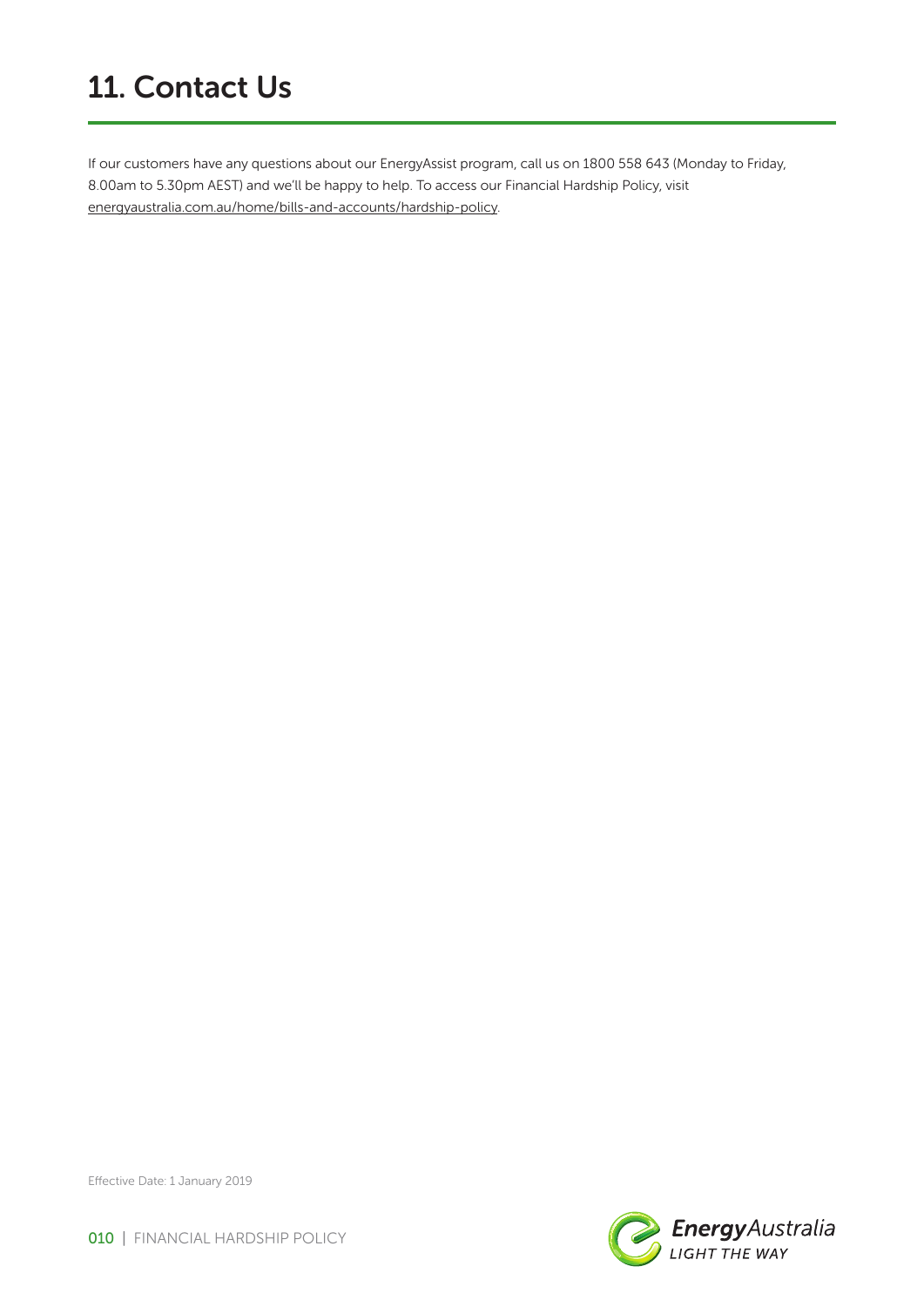# 11. Contact Us

If our customers have any questions about our EnergyAssist program, call us on 1800 558 643 (Monday to Friday, 8.00am to 5.30pm AEST) and we'll be happy to help. To access our Financial Hardship Policy, visit energyaustralia.com.au/home/bills-and-accounts/hardship-policy.

Effective Date: 1 January 2019